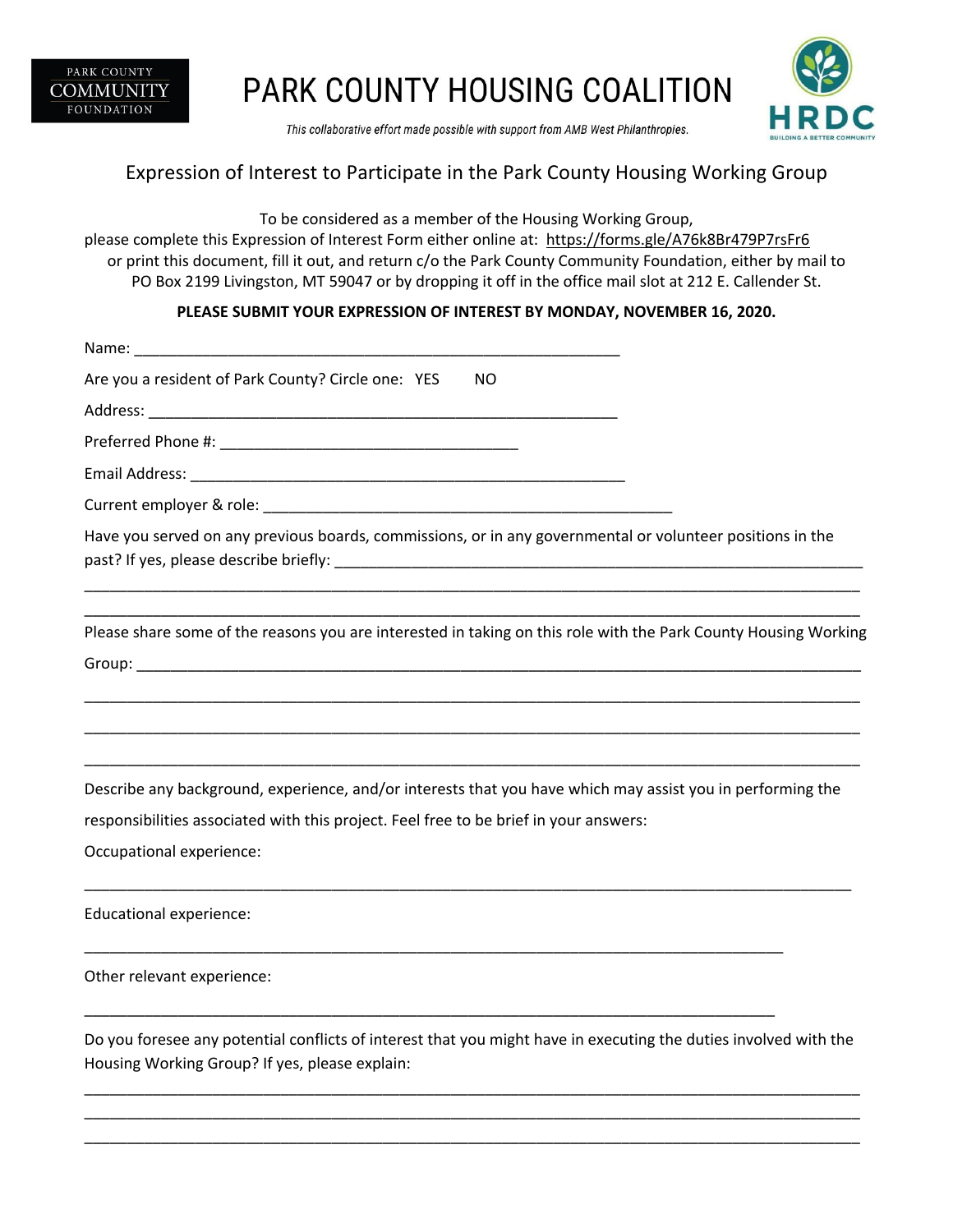PARK COUNTY COMMUNITY FOUNDATION

# PARK COUNTY HOUSING COALITION

*This collaborative effort made possible with support from AMB West Philanthropies.*

HRDC BUILDING A BETTER COMMUNITY

## Expression of Interest to Participate in the Park County Housing Working Group

To be considered as a member of the Housing Working Group, please complete this Expression of Interest Form either online at: https://forms.gle/A76k8Br479P7rsFr6 or print this document, fill it out, and return c/o the Park County Community Foundation, either by mail to PO Box 2199 Livingston, MT 59047 or by dropping it off in the office mail slot at 212 E. Callender St.

**PLEASE SUBMIT YOUR EXPRESSION OF INTEREST BY MONDAY, NOVEMBER 16, 2020.**

Name: ___________________________________________________________

Are you a resident of Park County? Circle one: YES NO

Address: _________________________________________________________

Preferred Phone #: ___________________________________

Email Address: ______________________________________________________

Current employer & role: ___________________________________________________

Have you served on any previous boards, commissions, or in any governmental or volunteer positions in the past? If yes, please describe briefly: _________________________________________________________________

_____________________________________________________________________________________________

_____________________________________________________________________________________________

Please share some of the reasons you are interested in taking on this role with the Park County Housing Working Group: __________________________________________________________________________________________

_____________________________________________________________________________________________

_____________________________________________________________________________________________

_____________________________________________________________________________________________

Describe any background, experience, and/or interests that you have which may assist you in performing the responsibilities associated with this project. Feel free to be brief in your answers:

Occupational experience:

_____________________________________________________________________________________________

Educational experience:

_____________________________________________________________________________________

Other relevant experience:

____________________________________________________________________________________

Do you foresee any potential conflicts of interest that you might have in executing the duties involved with the Housing Working Group? If yes, please explain:

_____________________________________________________________________________________________

_____________________________________________________________________________________________

_____________________________________________________________________________________________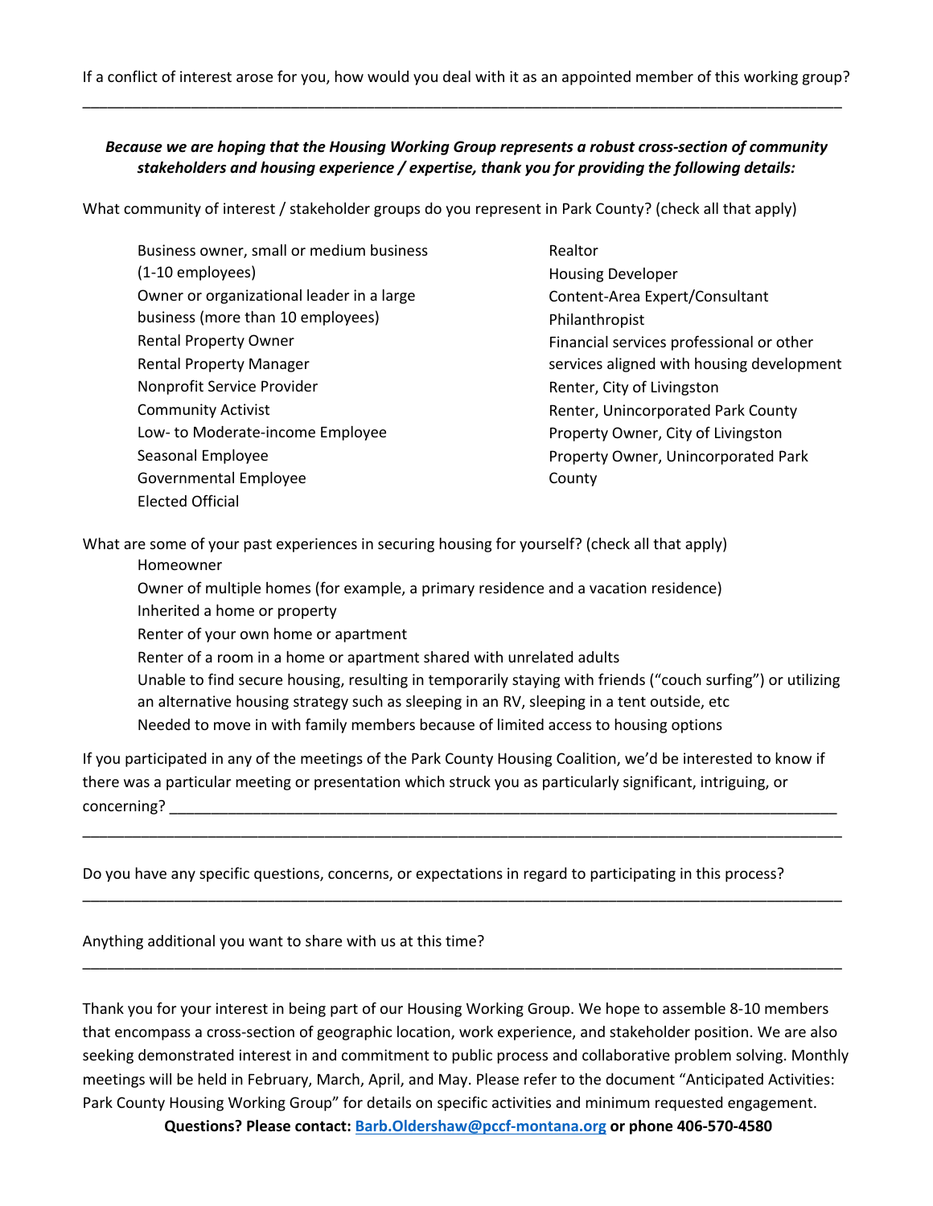If a conflict of interest arose for you, how would you deal with it as an appointed member of this working group?

______________________________________________________________________________________

***Because we are hoping that the Housing Working Group represents a robust cross-section of community stakeholders and housing experience / expertise, thank you for providing the following details:***

What community of interest / stakeholder groups do you represent in Park County? (check all that apply)

- Business owner, small or medium business (1-10 employees)
- Owner or organizational leader in a large business (more than 10 employees)
- Rental Property Owner
- Rental Property Manager
- Nonprofit Service Provider
- Community Activist
- Low- to Moderate-income Employee
- Seasonal Employee
- Governmental Employee
- Elected Official
- Realtor
- Housing Developer
- Content-Area Expert/Consultant
- Philanthropist
- Financial services professional or other services aligned with housing development
- Renter, City of Livingston
- Renter, Unincorporated Park County
- Property Owner, City of Livingston
- Property Owner, Unincorporated Park County

What are some of your past experiences in securing housing for yourself? (check all that apply)

- Homeowner
- Owner of multiple homes (for example, a primary residence and a vacation residence)
- Inherited a home or property
- Renter of your own home or apartment
- Renter of a room in a home or apartment shared with unrelated adults
- Unable to find secure housing, resulting in temporarily staying with friends ("couch surfing") or utilizing an alternative housing strategy such as sleeping in an RV, sleeping in a tent outside, etc
- Needed to move in with family members because of limited access to housing options

If you participated in any of the meetings of the Park County Housing Coalition, we'd be interested to know if there was a particular meeting or presentation which struck you as particularly significant, intriguing, or concerning? ______________________________________________________________________

______________________________________________________________________________________

Do you have any specific questions, concerns, or expectations in regard to participating in this process?

______________________________________________________________________________________

Anything additional you want to share with us at this time?

______________________________________________________________________________________

Thank you for your interest in being part of our Housing Working Group. We hope to assemble 8-10 members that encompass a cross-section of geographic location, work experience, and stakeholder position. We are also seeking demonstrated interest in and commitment to public process and collaborative problem solving. Monthly meetings will be held in February, March, April, and May. Please refer to the document "Anticipated Activities: Park County Housing Working Group" for details on specific activities and minimum requested engagement.

**Questions? Please contact: Barb.Oldershaw@pccf-montana.org or phone 406-570-4580**